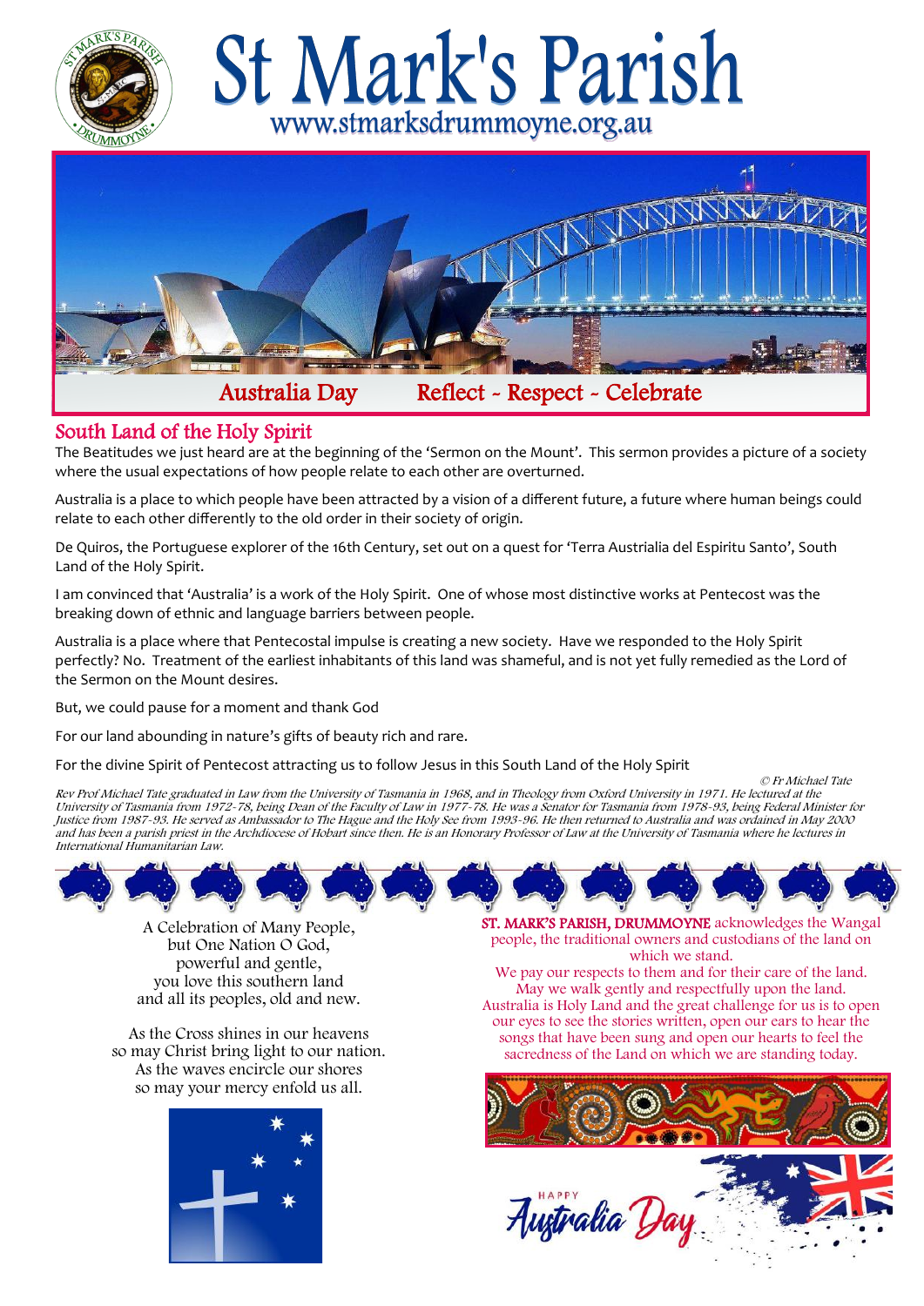# St Mark's Parish

www.stmarksdrummoyne.org.au

Australia Day    Reflect - Respect - Celebrate

## South Land of the Holy Spirit

The Beatitudes we just heard are at the beginning of the 'Sermon on the Mount'. This sermon provides a picture of a society where the usual expectations of how people relate to each other are overturned.

Australia is a place to which people have been attracted by a vision of a different future, a future where human beings could relate to each other differently to the old order in their society of origin.

De Quiros, the Portuguese explorer of the 16th Century, set out on a quest for 'Terra Australia del Espiritu Santo', South Land of the Holy Spirit.

I am convinced that 'Australia' is a work of the Holy Spirit. One of whose most distinctive works at Pentecost was the breaking down of ethnic and language barriers between people.

Australia is a place where that Pentecostal impulse is creating a new society. Have we responded to the Holy Spirit perfectly? No. Treatment of the earliest inhabitants of this land was shameful, and is not yet fully remedied as the Lord of the Sermon on the Mount desires.

But, we could pause for a moment and thank God

For our land abounding in nature's gifts of beauty rich and rare.

For the divine Spirit of Pentecost attracting us to follow Jesus in this South Land of the Holy Spirit

*© Fr Michael Tate*

*Rev Prof Michael Tate graduated in Law from the University of Tasmania in 1968, and in Theology from Oxford University in 1971. He lectured at the University of Tasmania from 1972-78, being Dean of the Faculty of Law in 1977-78. He was a Senator for Tasmania from 1978-93, being Federal Minister for Justice from 1987-93. He served as Ambassador to The Hague and the Holy See from 1993-96. He then returned to Australia and was ordained in May 2000 and has been a parish priest in the Archdiocese of Hobart since then. He is an Honorary Professor of Law at the University of Tasmania where he lectures in International Humanitarian Law.*

A Celebration of Many People,
but One Nation O God,
powerful and gentle,
you love this southern land
and all its peoples, old and new.

As the Cross shines in our heavens
so may Christ bring light to our nation.
As the waves encircle our shores
so may your mercy enfold us all.

**ST. MARK'S PARISH, DRUMMOYNE** acknowledges the Wangal people, the traditional owners and custodians of the land on which we stand.
We pay our respects to them and for their care of the land.
May we walk gently and respectfully upon the land.
Australia is Holy Land and the great challenge for us is to open our eyes to see the stories written, open our ears to hear the songs that have been sung and open our hearts to feel the sacredness of the Land on which we are standing today.

Happy Australia Day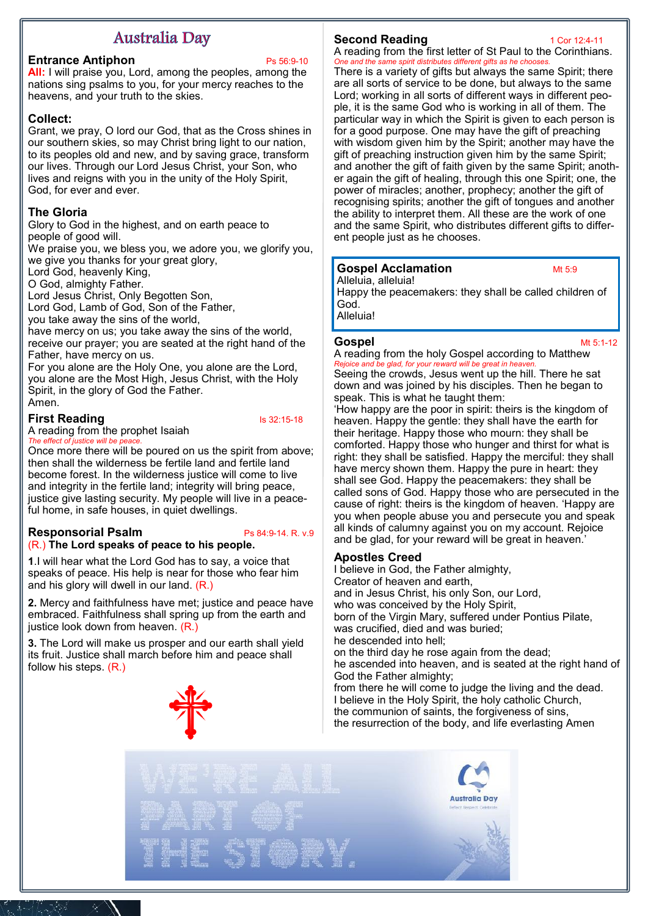# Australia Day

## Entrance Antiphon
Ps 56:9-10

**All:** I will praise you, Lord, among the peoples, among the nations sing psalms to you, for your mercy reaches to the heavens, and your truth to the skies.

## Collect:
Grant, we pray, O lord our God, that as the Cross shines in our southern skies, so may Christ bring light to our nation, to its peoples old and new, and by saving grace, transform our lives. Through our Lord Jesus Christ, your Son, who lives and reigns with you in the unity of the Holy Spirit, God, for ever and ever.

## The Gloria
Glory to God in the highest, and on earth peace to people of good will.
We praise you, we bless you, we adore you, we glorify you, we give you thanks for your great glory,
Lord God, heavenly King,
O God, almighty Father.
Lord Jesus Christ, Only Begotten Son,
Lord God, Lamb of God, Son of the Father,
you take away the sins of the world,
have mercy on us; you take away the sins of the world, receive our prayer; you are seated at the right hand of the Father, have mercy on us.
For you alone are the Holy One, you alone are the Lord, you alone are the Most High, Jesus Christ, with the Holy Spirit, in the glory of God the Father.
Amen.

## First Reading
Is 32:15-18

A reading from the prophet Isaiah

*The effect of justice will be peace.*

Once more there will be poured on us the spirit from above; then shall the wilderness be fertile land and fertile land become forest. In the wilderness justice will come to live and integrity in the fertile land; integrity will bring peace, justice give lasting security. My people will live in a peaceful home, in safe houses, in quiet dwellings.

## Responsorial Psalm
Ps 84:9-14. R. v.9

(R.) **The Lord speaks of peace to his people.**

**1.** I will hear what the Lord God has to say, a voice that speaks of peace. His help is near for those who fear him and his glory will dwell in our land. (R.)

**2.** Mercy and faithfulness have met; justice and peace have embraced. Faithfulness shall spring up from the earth and justice look down from heaven. (R.)

**3.** The Lord will make us prosper and our earth shall yield its fruit. Justice shall march before him and peace shall follow his steps. (R.)

## Second Reading
1 Cor 12:4-11

A reading from the first letter of St Paul to the Corinthians.

*One and the same spirit distributes different gifts as he chooses.*

There is a variety of gifts but always the same Spirit; there are all sorts of service to be done, but always to the same Lord; working in all sorts of different ways in different people, it is the same God who is working in all of them. The particular way in which the Spirit is given to each person is for a good purpose. One may have the gift of preaching with wisdom given him by the Spirit; another may have the gift of preaching instruction given him by the same Spirit; and another the gift of faith given by the same Spirit; another again the gift of healing, through this one Spirit; one, the power of miracles; another, prophecy; another the gift of recognising spirits; another the gift of tongues and another the ability to interpret them. All these are the work of one and the same Spirit, who distributes different gifts to different people just as he chooses.

## Gospel Acclamation
Mt 5:9

Alleluia, alleluia!
Happy the peacemakers: they shall be called children of God.
Alleluia!

## Gospel
Mt 5:1-12

A reading from the holy Gospel according to Matthew

*Rejoice and be glad, for your reward will be great in heaven.*

Seeing the crowds, Jesus went up the hill. There he sat down and was joined by his disciples. Then he began to speak. This is what he taught them:
'How happy are the poor in spirit: theirs is the kingdom of heaven. Happy the gentle: they shall have the earth for their heritage. Happy those who mourn: they shall be comforted. Happy those who hunger and thirst for what is right: they shall be satisfied. Happy the merciful: they shall have mercy shown them. Happy the pure in heart: they shall see God. Happy the peacemakers: they shall be called sons of God. Happy those who are persecuted in the cause of right: theirs is the kingdom of heaven. 'Happy are you when people abuse you and persecute you and speak all kinds of calumny against you on my account. Rejoice and be glad, for your reward will be great in heaven.'

## Apostles Creed
I believe in God, the Father almighty,
Creator of heaven and earth,
and in Jesus Christ, his only Son, our Lord,
who was conceived by the Holy Spirit,
born of the Virgin Mary, suffered under Pontius Pilate,
was crucified, died and was buried;
he descended into hell;
on the third day he rose again from the dead;
he ascended into heaven, and is seated at the right hand of God the Father almighty;
from there he will come to judge the living and the dead.
I believe in the Holy Spirit, the holy catholic Church,
the communion of saints, the forgiveness of sins,
the resurrection of the body, and life everlasting Amen

WE'RE ALL PART OF THE STORY.

Australia Day
Reflect Respect Celebrate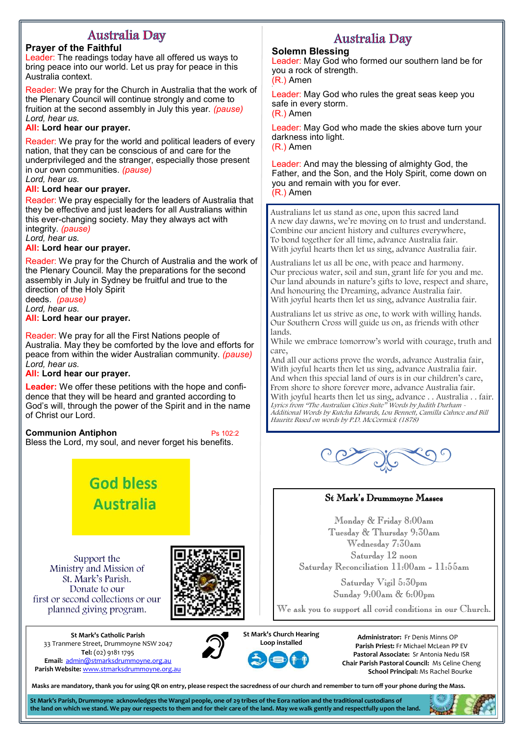# Australia Day

**Prayer of the Faithful**

Leader: The readings today have all offered us ways to bring peace into our world. Let us pray for peace in this Australia context.

Reader: We pray for the Church in Australia that the work of the Plenary Council will continue strongly and come to fruition at the second assembly in July this year. *(pause)*
*Lord, hear us.*
**All: Lord hear our prayer.**

Reader: We pray for the world and political leaders of every nation, that they can be conscious of and care for the underprivileged and the stranger, especially those present in our own communities. *(pause)*
*Lord, hear us.*
**All: Lord hear our prayer.**

Reader: We pray especially for the leaders of Australia that they be effective and just leaders for all Australians within this ever-changing society. May they always act with integrity. *(pause)*
*Lord, hear us.*
**All: Lord hear our prayer.**

Reader: We pray for the Church of Australia and the work of the Plenary Council. May the preparations for the second assembly in July in Sydney be fruitful and true to the direction of the Holy Spirit deeds. *(pause)*
*Lord, hear us.*
**All: Lord hear our prayer.**

Reader: We pray for all the First Nations people of Australia. May they be comforted by the love and efforts for peace from within the wider Australian community. *(pause)*
*Lord, hear us.*
**All: Lord hear our prayer.**

**Leader:** We offer these petitions with the hope and confidence that they will be heard and granted according to God's will, through the power of the Spirit and in the name of Christ our Lord.

**Communion Antiphon** Ps 102:2
Bless the Lord, my soul, and never forget his benefits.

**God bless Australia**

Support the Ministry and Mission of St. Mark's Parish. Donate to our first or second collections or our planned giving program.

# Australia Day

**Solemn Blessing**

Leader: May God who formed our southern land be for you a rock of strength.
(R.) Amen

Leader: May God who rules the great seas keep you safe in every storm.
(R.) Amen

Leader: May God who made the skies above turn your darkness into light.
(R.) Amen

Leader: And may the blessing of almighty God, the Father, and the Son, and the Holy Spirit, come down on you and remain with you for ever.
(R.) Amen

Australians let us stand as one, upon this sacred land
A new day dawns, we're moving on to trust and understand.
Combine our ancient history and cultures everywhere,
To bond together for all time, advance Australia fair.
With joyful hearts then let us sing, advance Australia fair.

Australians let us all be one, with peace and harmony.
Our precious water, soil and sun, grant life for you and me.
Our land abounds in nature's gifts to love, respect and share,
And honouring the Dreaming, advance Australia fair.
With joyful hearts then let us sing, advance Australia fair.

Australians let us strive as one, to work with willing hands.
Our Southern Cross will guide us on, as friends with other lands.
While we embrace tomorrow's world with courage, truth and care,
And all our actions prove the words, advance Australia fair,
With joyful hearts then let us sing, advance Australia fair.
And when this special land of ours is in our children's care,
From shore to shore forever more, advance Australia fair.
With joyful hearts then let us sing, advance . . Australia . . fair.

*Lyrics from "The Australian Cities Suite" Words by Judith Durham - Additional Words by Kutcha Edwards, Lou Bennett, Camilla Cahnce and Bill Hauritz Based on words by P.D. McCormick (1878)*

**St Mark's Drummoyne Masses**

Monday & Friday 8:00am
Tuesday & Thursday 9:30am
Wednesday 7:30am
Saturday 12 noon
Saturday Reconciliation 11:00am - 11:55am

Saturday Vigil 5:30pm
Sunday 9:00am & 6:00pm

We ask you to support all covid conditions in our Church.

**St Mark's Catholic Parish**
33 Tranmere Street, Drummoyne NSW 2047
**Tel:** (02) 9181 1795
**Email:** admin@stmarksdrummoyne.org.au
**Parish Website:** www.stmarksdrummoyne.org.au

**St Mark's Church Hearing Loop installed**

**Administrator:** Fr Denis Minns OP
**Parish Priest:** Fr Michael McLean PP EV
**Pastoral Associate:** Sr Antonia Nedu ISR
**Chair Parish Pastoral Council:** Ms Celine Cheng
**School Principal:** Ms Rachel Bourke

**Masks are mandatory, thank you for using QR on entry, please respect the sacredness of our church and remember to turn off your phone during the Mass.**

**St Mark's Parish, Drummoyne acknowledges the Wangal people, one of 29 tribes of the Eora nation and the traditional custodians of the land on which we stand. We pay our respects to them and for their care of the land. May we walk gently and respectfully upon the land.**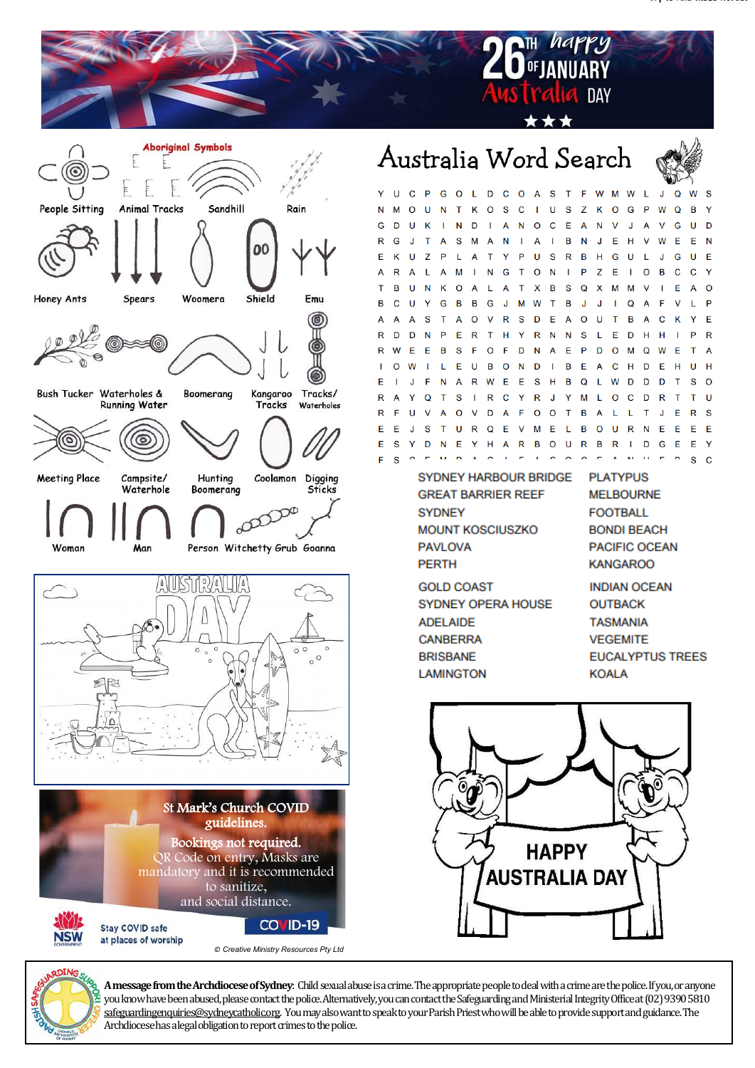# 26th of January — happy Australia Day

## Aboriginal Symbols

People Sitting · Animal Tracks · Sandhill · Rain

Honey Ants · Spears · Woomera · Shield · Emu

Bush Tucker · Waterholes & Running Water · Boomerang · Kangaroo Tracks · Tracks/ Waterholes

Meeting Place · Campsite/ Waterhole · Hunting Boomerang · Coolamon · Digging Sticks

Woman · Man · Person · Witchetty Grub · Goanna

## Australia Word Search

```
Y U C P G O L D C O A S T F W M W L J Q W S
N M O U N T K O S C I U S Z K O G P W Q B Y
G D U K I N D I A N O C E A N V J A V G U D
R G J T A S M A N I A I B N J E H V W E E N
E K U Z P L A T Y P U S R B H G U L J G U E
A R A L A M I N G T O N I P Z E I O B C C Y
T B U N K O A L A T X B S Q X M M V I E A O
B C U Y G B B G J M W T B J J I Q A F V L P
A A A S T A O V R S D E A O U T B A C K Y E
R D D N P E R T H Y R N N S L E D H H I P R
R W E E B S F O F D N A E P D O M Q W E T A
I O W I L E U B O N D I B E A C H D E H U H
E I J F N A R W E E S H B Q L W D D D T S O
R A Y Q T S I R C Y R J Y M L O C D R T T U
R F U V A O V D A F O O T B A L L T J E R S
E E J S T U R Q E V M E L B O U R N E E E E
E S Y D N E Y H A R B O U R B R I D G E E Y
```

| | |
|---|---|
| SYDNEY HARBOUR BRIDGE | PLATYPUS |
| GREAT BARRIER REEF | MELBOURNE |
| SYDNEY | FOOTBALL |
| MOUNT KOSCIUSZKO | BONDI BEACH |
| PAVLOVA | PACIFIC OCEAN |
| PERTH | KANGAROO |
| GOLD COAST | INDIAN OCEAN |
| SYDNEY OPERA HOUSE | OUTBACK |
| ADELAIDE | TASMANIA |
| CANBERRA | VEGEMITE |
| BRISBANE | EUCALYPTUS TREES |
| LAMINGTON | KOALA |

AUSTRALIA DAY

HAPPY AUSTRALIA DAY

## St Mark's Church COVID guidelines.

**Bookings not required.**

QR Code on entry, Masks are mandatory and it is recommended to sanitize, and social distance.

NSW — Stay COVID safe at places of worship — COVID-19

© Creative Ministry Resources Pty Ltd

**A message from the Archdiocese of Sydney:** Child sexual abuse is a crime. The appropriate people to deal with a crime are the police. If you, or anyone you know have been abused, please contact the police. Alternatively, you can contact the Safeguarding and Ministerial Integrity Office at (02) 9390 5810 safeguardingenquiries@sydneycatholic.org. You may also want to speak to your Parish Priest who will be able to provide support and guidance. The Archdiocese has a legal obligation to report crimes to the police.